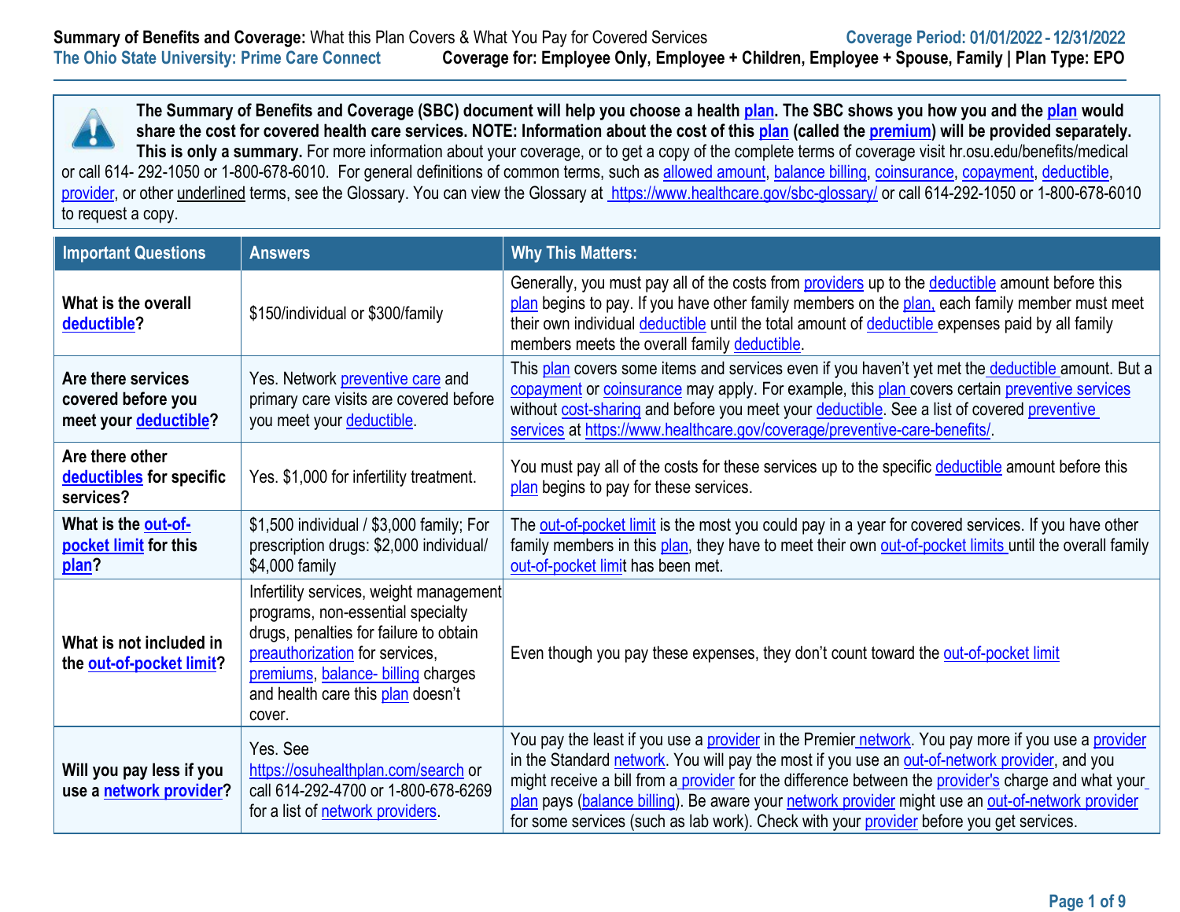**Summary of Benefits and Coverage:** What this Plan Covers & What You Pay for Covered Services **Coverage Period: 01/01/2022 - 12/31/2022**

**The Ohio State University: Prime Care Connect** **Coverage for: Employee Only, Employee + Children, Employee + Spouse, Family | Plan Type: EPO**

**The Summary of Benefits and Coverage (SBC) document will help you choose a health plan. The SBC shows you how you and the plan would share the cost for covered health care services. NOTE: Information about the cost of this plan (called the premium) will be provided separately. This is only a summary.** For more information about your coverage, or to get a copy of the complete terms of coverage visit hr.osu.edu/benefits/medical or call 614- 292-1050 or 1-800-678-6010. For general definitions of common terms, such as allowed amount, balance billing, coinsurance, copayment, deductible, provider, or other underlined terms, see the Glossary. You can view the Glossary at https://www.healthcare.gov/sbc-glossary/ or call 614-292-1050 or 1-800-678-6010 to request a copy.

| Important Questions | Answers | Why This Matters: |
|---|---|---|
| **What is the overall deductible?** | $150/individual or $300/family | Generally, you must pay all of the costs from providers up to the deductible amount before this plan begins to pay. If you have other family members on the plan, each family member must meet their own individual deductible until the total amount of deductible expenses paid by all family members meets the overall family deductible. |
| **Are there services covered before you meet your deductible?** | Yes. Network preventive care and primary care visits are covered before you meet your deductible. | This plan covers some items and services even if you haven't yet met the deductible amount. But a copayment or coinsurance may apply. For example, this plan covers certain preventive services without cost-sharing and before you meet your deductible. See a list of covered preventive services at https://www.healthcare.gov/coverage/preventive-care-benefits/. |
| **Are there other deductibles for specific services?** | Yes. $1,000 for infertility treatment. | You must pay all of the costs for these services up to the specific deductible amount before this plan begins to pay for these services. |
| **What is the out-of-pocket limit for this plan?** | $1,500 individual / $3,000 family; For prescription drugs: $2,000 individual/ $4,000 family | The out-of-pocket limit is the most you could pay in a year for covered services. If you have other family members in this plan, they have to meet their own out-of-pocket limits until the overall family out-of-pocket limit has been met. |
| **What is not included in the out-of-pocket limit?** | Infertility services, weight management programs, non-essential specialty drugs, penalties for failure to obtain preauthorization for services, premiums, balance- billing charges and health care this plan doesn't cover. | Even though you pay these expenses, they don't count toward the out-of-pocket limit |
| **Will you pay less if you use a network provider?** | Yes. See https://osuhealthplan.com/search or call 614-292-4700 or 1-800-678-6269 for a list of network providers. | You pay the least if you use a provider in the Premier network. You pay more if you use a provider in the Standard network. You will pay the most if you use an out-of-network provider, and you might receive a bill from a provider for the difference between the provider's charge and what your plan pays (balance billing). Be aware your network provider might use an out-of-network provider for some services (such as lab work). Check with your provider before you get services. |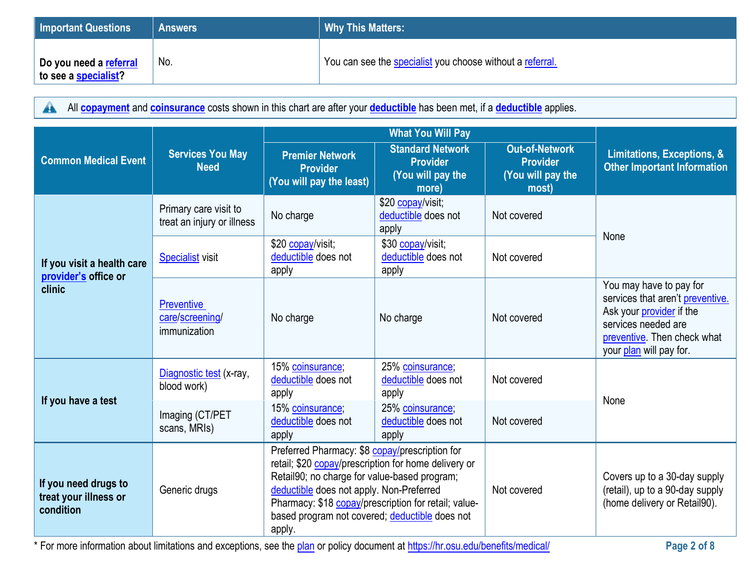| Important Questions | Answers | Why This Matters: |
|---|---|---|
| **Do you need a referral to see a specialist?** | No. | You can see the specialist you choose without a referral. |

All **copayment** and **coinsurance** costs shown in this chart are after your **deductible** has been met, if a **deductible** applies.

| Common Medical Event | Services You May Need | What You Will Pay | | | Limitations, Exceptions, & Other Important Information |
|---|---|---|---|---|---|
| | | Premier Network Provider (You will pay the least) | Standard Network Provider (You will pay the more) | Out-of-Network Provider (You will pay the most) | |
| **If you visit a health care provider's office or clinic** | Primary care visit to treat an injury or illness | No charge | $20 copay/visit; deductible does not apply | Not covered | None |
| | Specialist visit | $20 copay/visit; deductible does not apply | $30 copay/visit; deductible does not apply | Not covered | |
| | Preventive care/screening/ immunization | No charge | No charge | Not covered | You may have to pay for services that aren't preventive. Ask your provider if the services needed are preventive. Then check what your plan will pay for. |
| **If you have a test** | Diagnostic test (x-ray, blood work) | 15% coinsurance; deductible does not apply | 25% coinsurance; deductible does not apply | Not covered | None |
| | Imaging (CT/PET scans, MRIs) | 15% coinsurance; deductible does not apply | 25% coinsurance; deductible does not apply | Not covered | |
| **If you need drugs to treat your illness or condition** | Generic drugs | Preferred Pharmacy: $8 copay/prescription for retail; $20 copay/prescription for home delivery or Retail90; no charge for value-based program; deductible does not apply. Non-Preferred Pharmacy: $18 copay/prescription for retail; value-based program not covered; deductible does not apply. | | Not covered | Covers up to a 30-day supply (retail), up to a 90-day supply (home delivery or Retail90). |

\* For more information about limitations and exceptions, see the plan or policy document at https://hr.osu.edu/benefits/medical/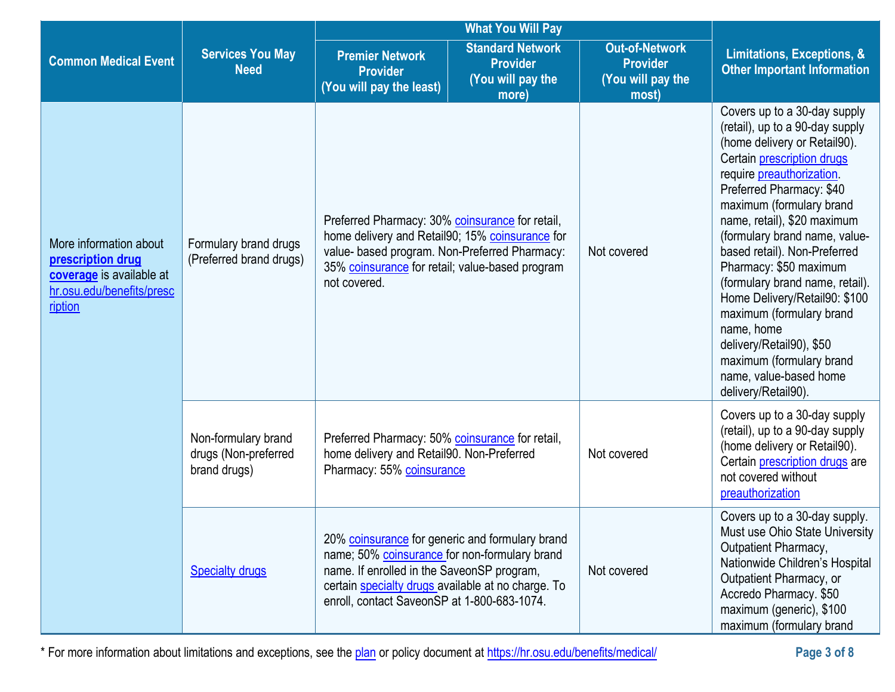| Common Medical Event | Services You May Need | What You Will Pay | | | Limitations, Exceptions, & Other Important Information |
|---|---|---|---|---|---|
| | | Premier Network Provider (You will pay the least) | Standard Network Provider (You will pay the more) | Out-of-Network Provider (You will pay the most) | |
| More information about **prescription drug coverage** is available at hr.osu.edu/benefits/prescription | Formulary brand drugs (Preferred brand drugs) | Preferred Pharmacy: 30% coinsurance for retail, home delivery and Retail90; 15% coinsurance for value- based program. Non-Preferred Pharmacy: 35% coinsurance for retail; value-based program not covered. | | Not covered | Covers up to a 30-day supply (retail), up to a 90-day supply (home delivery or Retail90). Certain prescription drugs require preauthorization. Preferred Pharmacy: $40 maximum (formulary brand name, retail), $20 maximum (formulary brand name, value-based retail). Non-Preferred Pharmacy: $50 maximum (formulary brand name, retail). Home Delivery/Retail90: $100 maximum (formulary brand name, home delivery/Retail90), $50 maximum (formulary brand name, value-based home delivery/Retail90). |
| | Non-formulary brand drugs (Non-preferred brand drugs) | Preferred Pharmacy: 50% coinsurance for retail, home delivery and Retail90. Non-Preferred Pharmacy: 55% coinsurance | | Not covered | Covers up to a 30-day supply (retail), up to a 90-day supply (home delivery or Retail90). Certain prescription drugs are not covered without preauthorization |
| | Specialty drugs | 20% coinsurance for generic and formulary brand name; 50% coinsurance for non-formulary brand name. If enrolled in the SaveonSP program, certain specialty drugs available at no charge. To enroll, contact SaveonSP at 1-800-683-1074. | | Not covered | Covers up to a 30-day supply. Must use Ohio State University Outpatient Pharmacy, Nationwide Children's Hospital Outpatient Pharmacy, or Accredo Pharmacy. $50 maximum (generic), $100 maximum (formulary brand |

* For more information about limitations and exceptions, see the plan or policy document at https://hr.osu.edu/benefits/medical/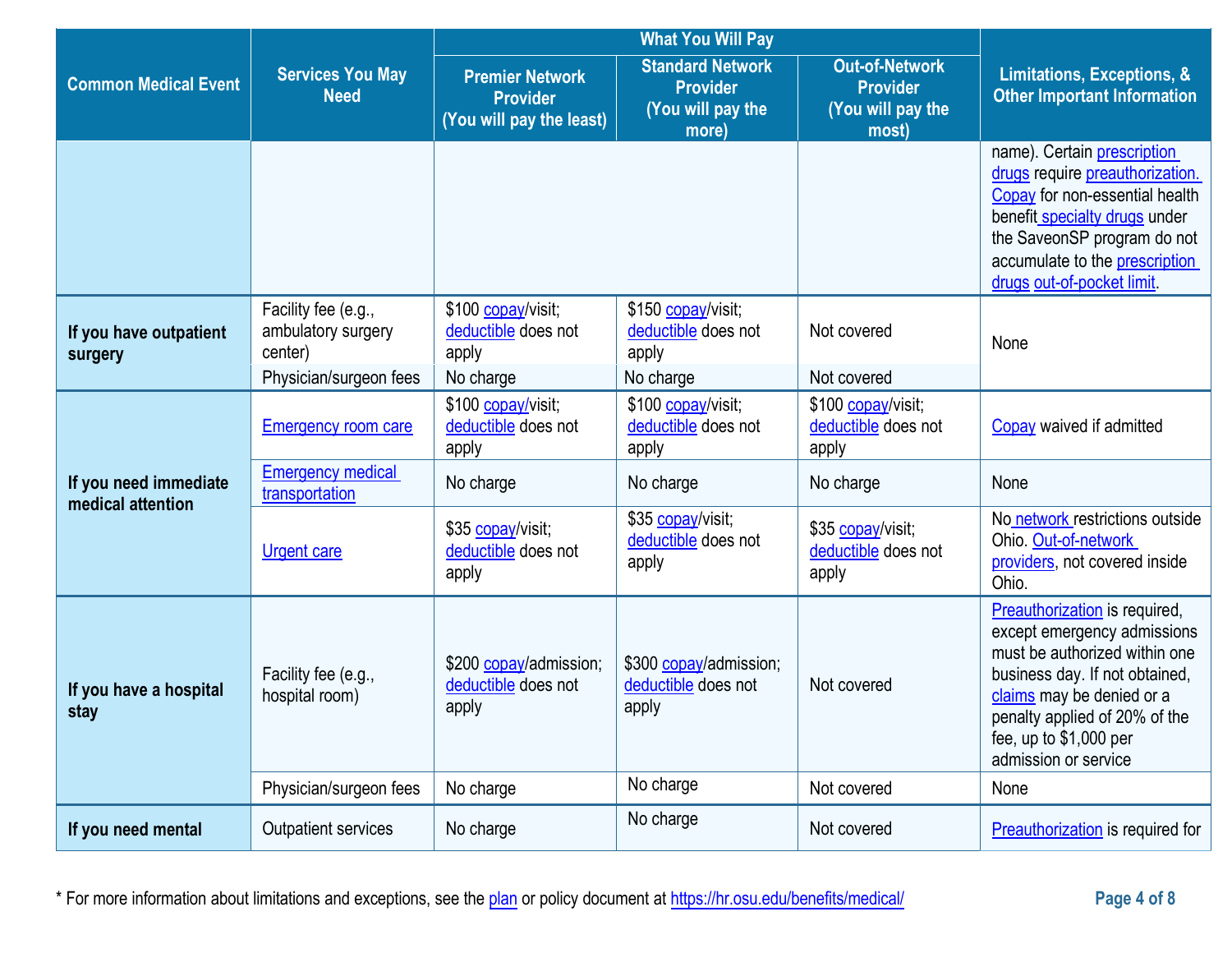| Common Medical Event | Services You May Need | What You Will Pay | | | Limitations, Exceptions, & Other Important Information |
|---|---|---|---|---|---|
| | | Premier Network Provider (You will pay the least) | Standard Network Provider (You will pay the more) | Out-of-Network Provider (You will pay the most) | |
| | | | | | name). Certain prescription drugs require preauthorization. Copay for non-essential health benefit specialty drugs under the SaveonSP program do not accumulate to the prescription drugs out-of-pocket limit. |
| If you have outpatient surgery | Facility fee (e.g., ambulatory surgery center) | $100 copay/visit; deductible does not apply | $150 copay/visit; deductible does not apply | Not covered | None |
| | Physician/surgeon fees | No charge | No charge | Not covered | |
| If you need immediate medical attention | Emergency room care | $100 copay/visit; deductible does not apply | $100 copay/visit; deductible does not apply | $100 copay/visit; deductible does not apply | Copay waived if admitted |
| | Emergency medical transportation | No charge | No charge | No charge | None |
| | Urgent care | $35 copay/visit; deductible does not apply | $35 copay/visit; deductible does not apply | $35 copay/visit; deductible does not apply | No network restrictions outside Ohio. Out-of-network providers, not covered inside Ohio. |
| If you have a hospital stay | Facility fee (e.g., hospital room) | $200 copay/admission; deductible does not apply | $300 copay/admission; deductible does not apply | Not covered | Preauthorization is required, except emergency admissions must be authorized within one business day. If not obtained, claims may be denied or a penalty applied of 20% of the fee, up to $1,000 per admission or service |
| | Physician/surgeon fees | No charge | No charge | Not covered | None |
| If you need mental | Outpatient services | No charge | No charge | Not covered | Preauthorization is required for |

* For more information about limitations and exceptions, see the plan or policy document at https://hr.osu.edu/benefits/medical/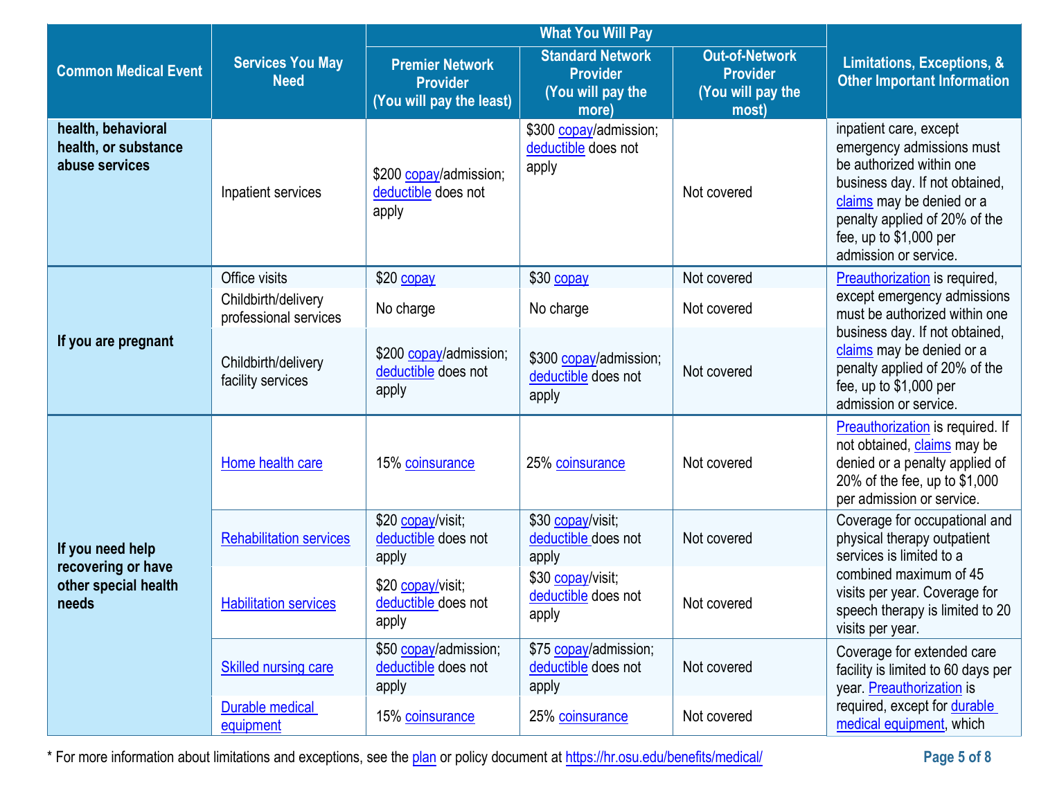| Common Medical Event | Services You May Need | What You Will Pay | | | Limitations, Exceptions, & Other Important Information |
|---|---|---|---|---|---|
| | | Premier Network Provider (You will pay the least) | Standard Network Provider (You will pay the more) | Out-of-Network Provider (You will pay the most) | |
| health, behavioral health, or substance abuse services | Inpatient services | $200 copay/admission; deductible does not apply | $300 copay/admission; deductible does not apply | Not covered | inpatient care, except emergency admissions must be authorized within one business day. If not obtained, claims may be denied or a penalty applied of 20% of the fee, up to $1,000 per admission or service. |
| If you are pregnant | Office visits | $20 copay | $30 copay | Not covered | Preauthorization is required, except emergency admissions must be authorized within one business day. If not obtained, claims may be denied or a penalty applied of 20% of the fee, up to $1,000 per admission or service. |
| | Childbirth/delivery professional services | No charge | No charge | Not covered | |
| | Childbirth/delivery facility services | $200 copay/admission; deductible does not apply | $300 copay/admission; deductible does not apply | Not covered | |
| If you need help recovering or have other special health needs | Home health care | 15% coinsurance | 25% coinsurance | Not covered | Preauthorization is required. If not obtained, claims may be denied or a penalty applied of 20% of the fee, up to $1,000 per admission or service. |
| | Rehabilitation services | $20 copay/visit; deductible does not apply | $30 copay/visit; deductible does not apply | Not covered | Coverage for occupational and physical therapy outpatient services is limited to a combined maximum of 45 visits per year. Coverage for speech therapy is limited to 20 visits per year. |
| | Habilitation services | $20 copay/visit; deductible does not apply | $30 copay/visit; deductible does not apply | Not covered | |
| | Skilled nursing care | $50 copay/admission; deductible does not apply | $75 copay/admission; deductible does not apply | Not covered | Coverage for extended care facility is limited to 60 days per year. Preauthorization is required, except for durable medical equipment, which |
| | Durable medical equipment | 15% coinsurance | 25% coinsurance | Not covered | |

* For more information about limitations and exceptions, see the plan or policy document at https://hr.osu.edu/benefits/medical/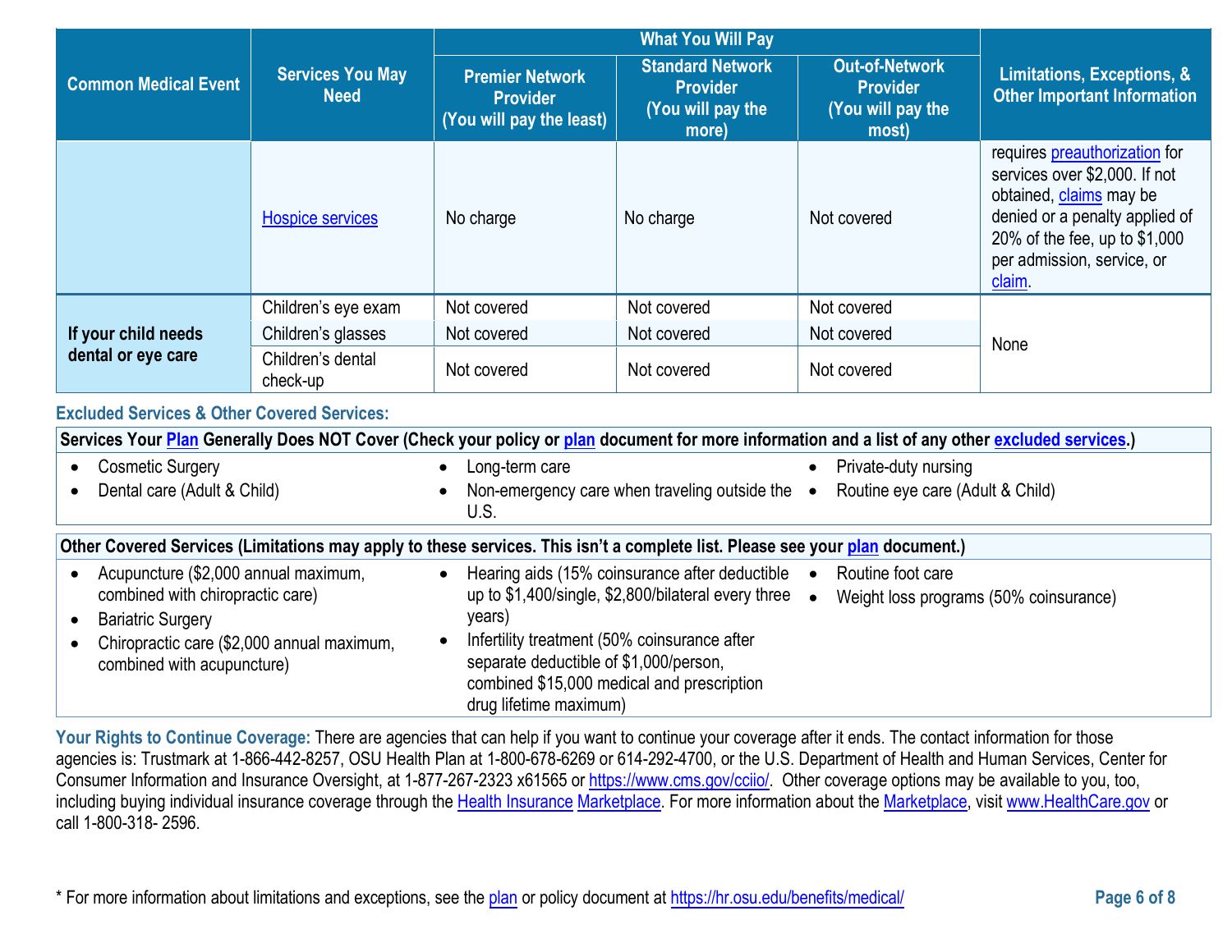| Common Medical Event | Services You May Need | What You Will Pay | | | Limitations, Exceptions, & Other Important Information |
|---|---|---|---|---|---|
| | | Premier Network Provider (You will pay the least) | Standard Network Provider (You will pay the more) | Out-of-Network Provider (You will pay the most) | |
| | Hospice services | No charge | No charge | Not covered | requires preauthorization for services over $2,000. If not obtained, claims may be denied or a penalty applied of 20% of the fee, up to $1,000 per admission, service, or claim. |
| If your child needs dental or eye care | Children's eye exam | Not covered | Not covered | Not covered | None |
| | Children's glasses | Not covered | Not covered | Not covered | |
| | Children's dental check-up | Not covered | Not covered | Not covered | |

### Excluded Services & Other Covered Services:

**Services Your Plan Generally Does NOT Cover (Check your policy or plan document for more information and a list of any other excluded services.)**

- Cosmetic Surgery
- Dental care (Adult & Child)
- Long-term care
- Non-emergency care when traveling outside the U.S.
- Private-duty nursing
- Routine eye care (Adult & Child)

**Other Covered Services (Limitations may apply to these services. This isn't a complete list. Please see your plan document.)**

- Acupuncture ($2,000 annual maximum, combined with chiropractic care)
- Bariatric Surgery
- Chiropractic care ($2,000 annual maximum, combined with acupuncture)
- Hearing aids (15% coinsurance after deductible up to $1,400/single, $2,800/bilateral every three years)
- Infertility treatment (50% coinsurance after separate deductible of $1,000/person, combined $15,000 medical and prescription drug lifetime maximum)
- Routine foot care
- Weight loss programs (50% coinsurance)

**Your Rights to Continue Coverage:** There are agencies that can help if you want to continue your coverage after it ends. The contact information for those agencies is: Trustmark at 1-866-442-8257, OSU Health Plan at 1-800-678-6269 or 614-292-4700, or the U.S. Department of Health and Human Services, Center for Consumer Information and Insurance Oversight, at 1-877-267-2323 x61565 or https://www.cms.gov/cciio/. Other coverage options may be available to you, too, including buying individual insurance coverage through the Health Insurance Marketplace. For more information about the Marketplace, visit www.HealthCare.gov or call 1-800-318- 2596.

* For more information about limitations and exceptions, see the plan or policy document at https://hr.osu.edu/benefits/medical/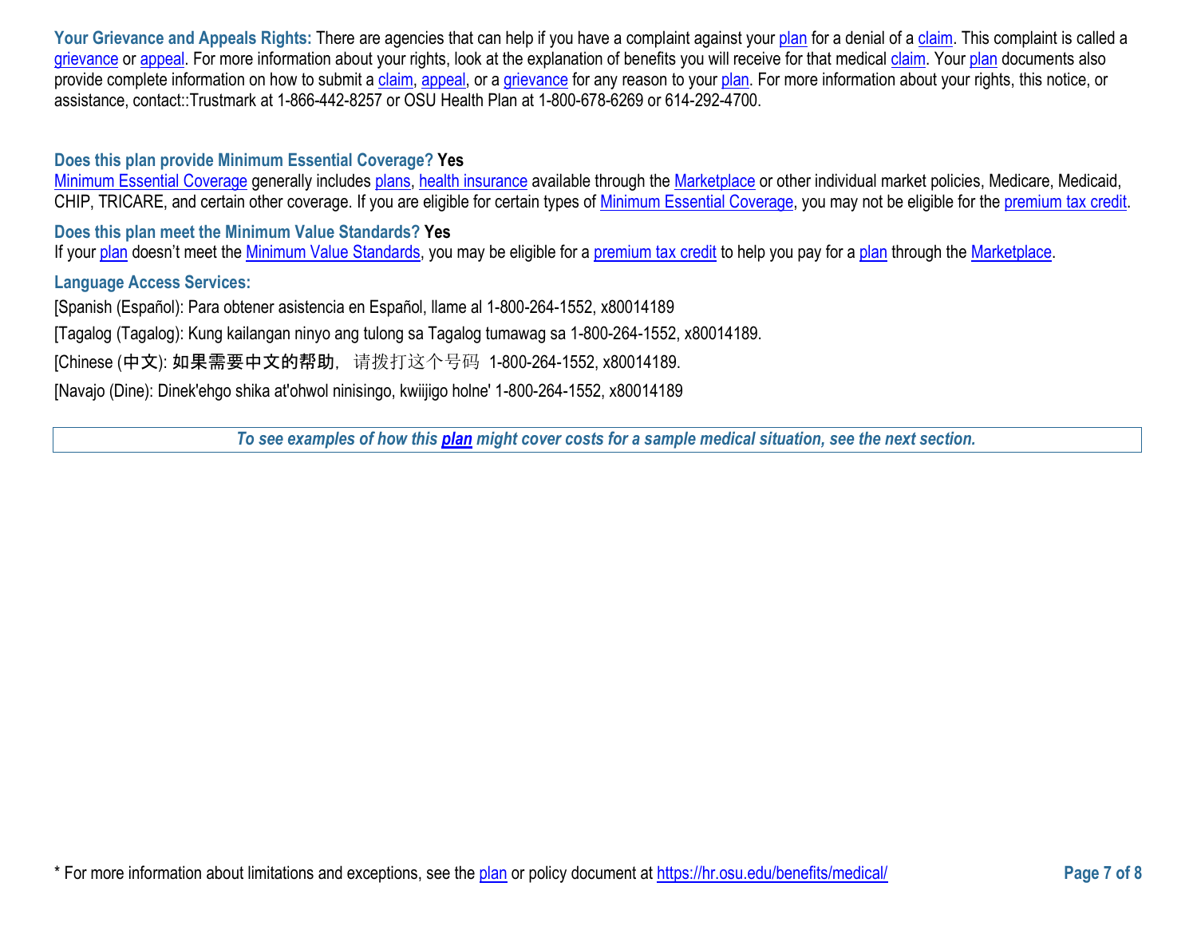**Your Grievance and Appeals Rights:** There are agencies that can help if you have a complaint against your plan for a denial of a claim. This complaint is called a grievance or appeal. For more information about your rights, look at the explanation of benefits you will receive for that medical claim. Your plan documents also provide complete information on how to submit a claim, appeal, or a grievance for any reason to your plan. For more information about your rights, this notice, or assistance, contact::Trustmark at 1-866-442-8257 or OSU Health Plan at 1-800-678-6269 or 614-292-4700.

**Does this plan provide Minimum Essential Coverage? Yes**

Minimum Essential Coverage generally includes plans, health insurance available through the Marketplace or other individual market policies, Medicare, Medicaid, CHIP, TRICARE, and certain other coverage. If you are eligible for certain types of Minimum Essential Coverage, you may not be eligible for the premium tax credit.

**Does this plan meet the Minimum Value Standards? Yes**

If your plan doesn't meet the Minimum Value Standards, you may be eligible for a premium tax credit to help you pay for a plan through the Marketplace.

**Language Access Services:**

[Spanish (Español): Para obtener asistencia en Español, llame al 1-800-264-1552, x80014189

[Tagalog (Tagalog): Kung kailangan ninyo ang tulong sa Tagalog tumawag sa 1-800-264-1552, x80014189.

[Chinese (中文): 如果需要中文的帮助，请拨打这个号码 1-800-264-1552, x80014189.

[Navajo (Dine): Dinek'ehgo shika at'ohwol ninisingo, kwiijigo holne' 1-800-264-1552, x80014189

***To see examples of how this plan might cover costs for a sample medical situation, see the next section.***

* For more information about limitations and exceptions, see the plan or policy document at https://hr.osu.edu/benefits/medical/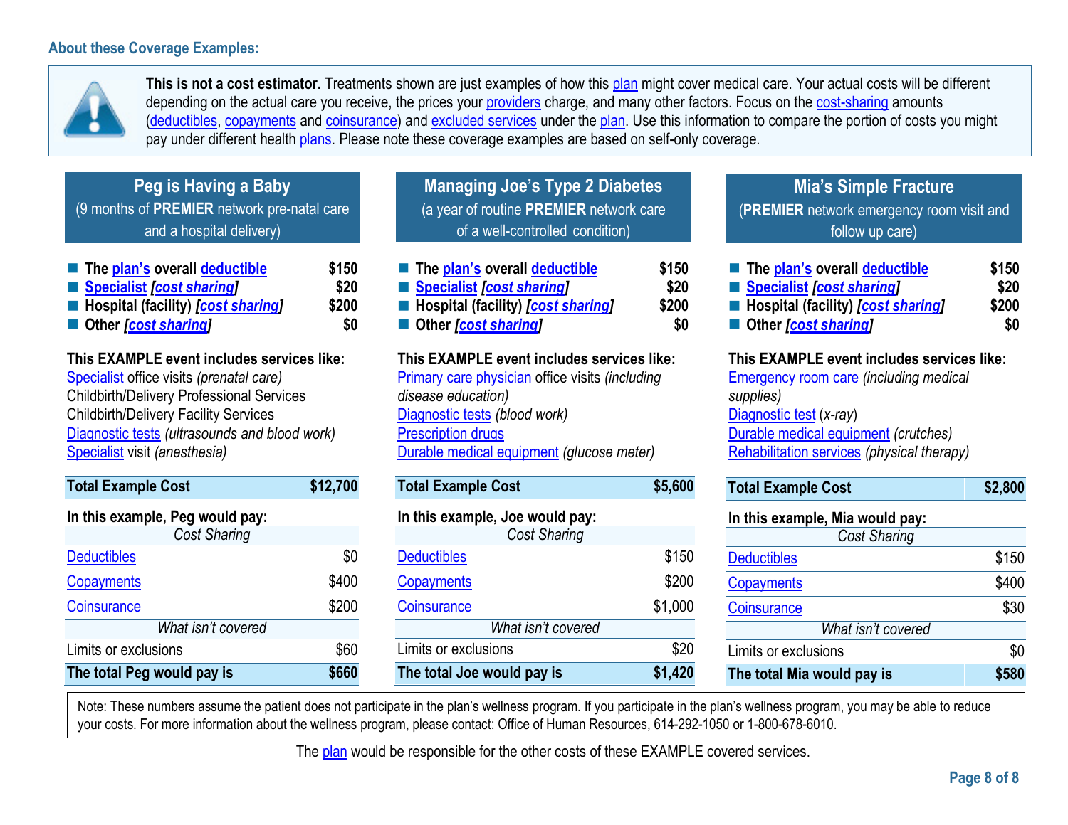## About these Coverage Examples:

**This is not a cost estimator.** Treatments shown are just examples of how this plan might cover medical care. Your actual costs will be different depending on the actual care you receive, the prices your providers charge, and many other factors. Focus on the cost-sharing amounts (deductibles, copayments and coinsurance) and excluded services under the plan. Use this information to compare the portion of costs you might pay under different health plans. Please note these coverage examples are based on self-only coverage.

### Peg is Having a Baby

(9 months of **PREMIER** network pre-natal care and a hospital delivery)

- **The plan's overall deductible** **$150**
- ***Specialist [cost sharing]*** **$20**
- **Hospital (facility) *[cost sharing]*** **$200**
- **Other *[cost sharing]*** **$0**

**This EXAMPLE event includes services like:**
Specialist office visits *(prenatal care)*
Childbirth/Delivery Professional Services
Childbirth/Delivery Facility Services
Diagnostic tests *(ultrasounds and blood work)*
Specialist visit *(anesthesia)*

| **Total Example Cost** | **$12,700** |
|---|---|
| **In this example, Peg would pay:** | |
| *Cost Sharing* | |
| Deductibles | $0 |
| Copayments | $400 |
| Coinsurance | $200 |
| *What isn't covered* | |
| Limits or exclusions | $60 |
| **The total Peg would pay is** | **$660** |

### Managing Joe's Type 2 Diabetes

(a year of routine **PREMIER** network care of a well-controlled condition)

- **The plan's overall deductible** **$150**
- ***Specialist [cost sharing]*** **$20**
- **Hospital (facility) *[cost sharing]*** **$200**
- **Other *[cost sharing]*** **$0**

**This EXAMPLE event includes services like:**
Primary care physician office visits *(including disease education)*
Diagnostic tests *(blood work)*
Prescription drugs
Durable medical equipment *(glucose meter)*

| **Total Example Cost** | **$5,600** |
|---|---|
| **In this example, Joe would pay:** | |
| *Cost Sharing* | |
| Deductibles | $150 |
| Copayments | $200 |
| Coinsurance | $1,000 |
| *What isn't covered* | |
| Limits or exclusions | $20 |
| **The total Joe would pay is** | **$1,420** |

### Mia's Simple Fracture

(**PREMIER** network emergency room visit and follow up care)

- **The plan's overall deductible** **$150**
- ***Specialist [cost sharing]*** **$20**
- **Hospital (facility) *[cost sharing]*** **$200**
- **Other *[cost sharing]*** **$0**

**This EXAMPLE event includes services like:**
Emergency room care *(including medical supplies)*
Diagnostic test *(x-ray)*
Durable medical equipment *(crutches)*
Rehabilitation services *(physical therapy)*

| **Total Example Cost** | **$2,800** |
|---|---|
| **In this example, Mia would pay:** | |
| *Cost Sharing* | |
| Deductibles | $150 |
| Copayments | $400 |
| Coinsurance | $30 |
| *What isn't covered* | |
| Limits or exclusions | $0 |
| **The total Mia would pay is** | **$580** |

Note: These numbers assume the patient does not participate in the plan's wellness program. If you participate in the plan's wellness program, you may be able to reduce your costs. For more information about the wellness program, please contact: Office of Human Resources, 614-292-1050 or 1-800-678-6010.

The plan would be responsible for the other costs of these EXAMPLE covered services.